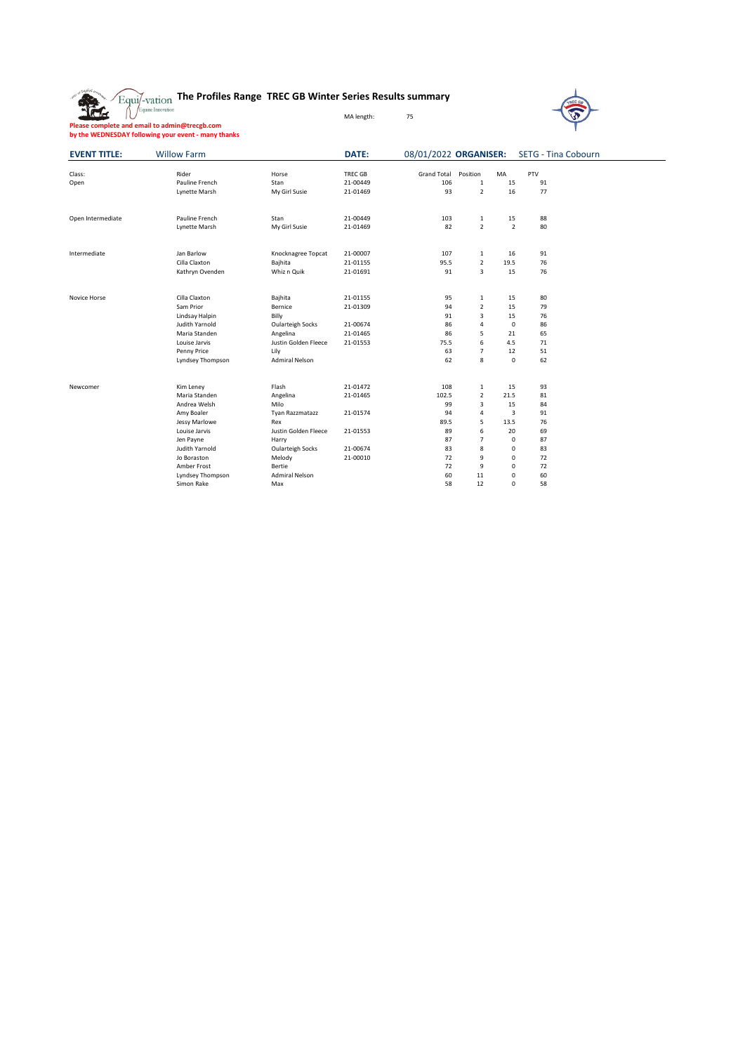# The Profiles Range TREC GB Winter Series Results summary

MA length: 75

**Please complete and email to admin@trecgb.com by the WEDNESDAY following your event - many thanks**

**EVENT TITLE:** Willow Farm **DATE:** 08/01/2022 **ORGANISER:** SETG - Tina Cobourn

| Class: | Rider | Horse | TREC GB | Grand Total | Position | MA | PTV |
|---|---|---|---|---|---|---|---|
| Open | Pauline French | Stan | 21-00449 | 106 | 1 | 15 | 91 |
| | Lynette Marsh | My Girl Susie | 21-01469 | 93 | 2 | 16 | 77 |
| | | | | | | | |
| Open Intermediate | Pauline French | Stan | 21-00449 | 103 | 1 | 15 | 88 |
| | Lynette Marsh | My Girl Susie | 21-01469 | 82 | 2 | 2 | 80 |
| | | | | | | | |
| Intermediate | Jan Barlow | Knocknagree Topcat | 21-00007 | 107 | 1 | 16 | 91 |
| | Cilla Claxton | Bajhita | 21-01155 | 95.5 | 2 | 19.5 | 76 |
| | Kathryn Ovenden | Whiz n Quik | 21-01691 | 91 | 3 | 15 | 76 |
| | | | | | | | |
| Novice Horse | Cilla Claxton | Bajhita | 21-01155 | 95 | 1 | 15 | 80 |
| | Sam Prior | Bernice | 21-01309 | 94 | 2 | 15 | 79 |
| | Lindsay Halpin | Billy | | 91 | 3 | 15 | 76 |
| | Judith Yarnold | Oularteigh Socks | 21-00674 | 86 | 4 | 0 | 86 |
| | Maria Standen | Angelina | 21-01465 | 86 | 5 | 21 | 65 |
| | Louise Jarvis | Justin Golden Fleece | 21-01553 | 75.5 | 6 | 4.5 | 71 |
| | Penny Price | Lily | | 63 | 7 | 12 | 51 |
| | Lyndsey Thompson | Admiral Nelson | | 62 | 8 | 0 | 62 |
| | | | | | | | |
| Newcomer | Kim Leney | Flash | 21-01472 | 108 | 1 | 15 | 93 |
| | Maria Standen | Angelina | 21-01465 | 102.5 | 2 | 21.5 | 81 |
| | Andrea Welsh | Milo | | 99 | 3 | 15 | 84 |
| | Amy Boaler | Tyan Razzmatazz | 21-01574 | 94 | 4 | 3 | 91 |
| | Jessy Marlowe | Rex | | 89.5 | 5 | 13.5 | 76 |
| | Louise Jarvis | Justin Golden Fleece | 21-01553 | 89 | 6 | 20 | 69 |
| | Jen Payne | Harry | | 87 | 7 | 0 | 87 |
| | Judith Yarnold | Oularteigh Socks | 21-00674 | 83 | 8 | 0 | 83 |
| | Jo Boraston | Melody | 21-00010 | 72 | 9 | 0 | 72 |
| | Amber Frost | Bertie | | 72 | 9 | 0 | 72 |
| | Lyndsey Thompson | Admiral Nelson | | 60 | 11 | 0 | 60 |
| | Simon Rake | Max | | 58 | 12 | 0 | 58 |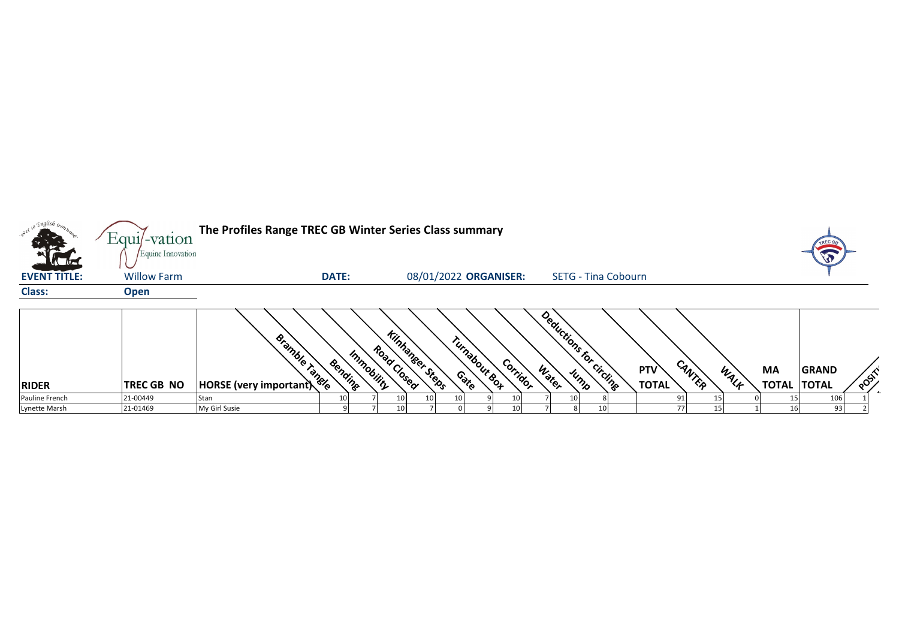# The Profiles Range TREC GB Winter Series Class summary

**EVENT TITLE:** Willow Farm **DATE:** 08/01/2022 **ORGANISER:** SETG - Tina Cobourn

**Class:** Open

| RIDER | TREC GB NO | HORSE (very important) | Bramble Tangle | Bending | Immobility | Road Closed | Kilnhanger Steps | Gate | Turnabout Box | Corridor | Water | Jump | Deductions for circling | PTV TOTAL | CANTER | WALK | MA TOTAL | GRAND TOTAL | POSITION |
|---|---|---|---|---|---|---|---|---|---|---|---|---|---|---|---|---|---|---|---|
| Pauline French | 21-00449 | Stan | 10 | 7 | 10 | 10 | 10 | 9 | 10 | 7 | 10 | 8 | | 91 | 15 | 0 | 15 | 106 | 1 |
| Lynette Marsh | 21-01469 | My Girl Susie | 9 | 7 | 10 | 7 | 0 | 9 | 10 | 7 | 8 | 10 | | 77 | 15 | 1 | 16 | 93 | 2 |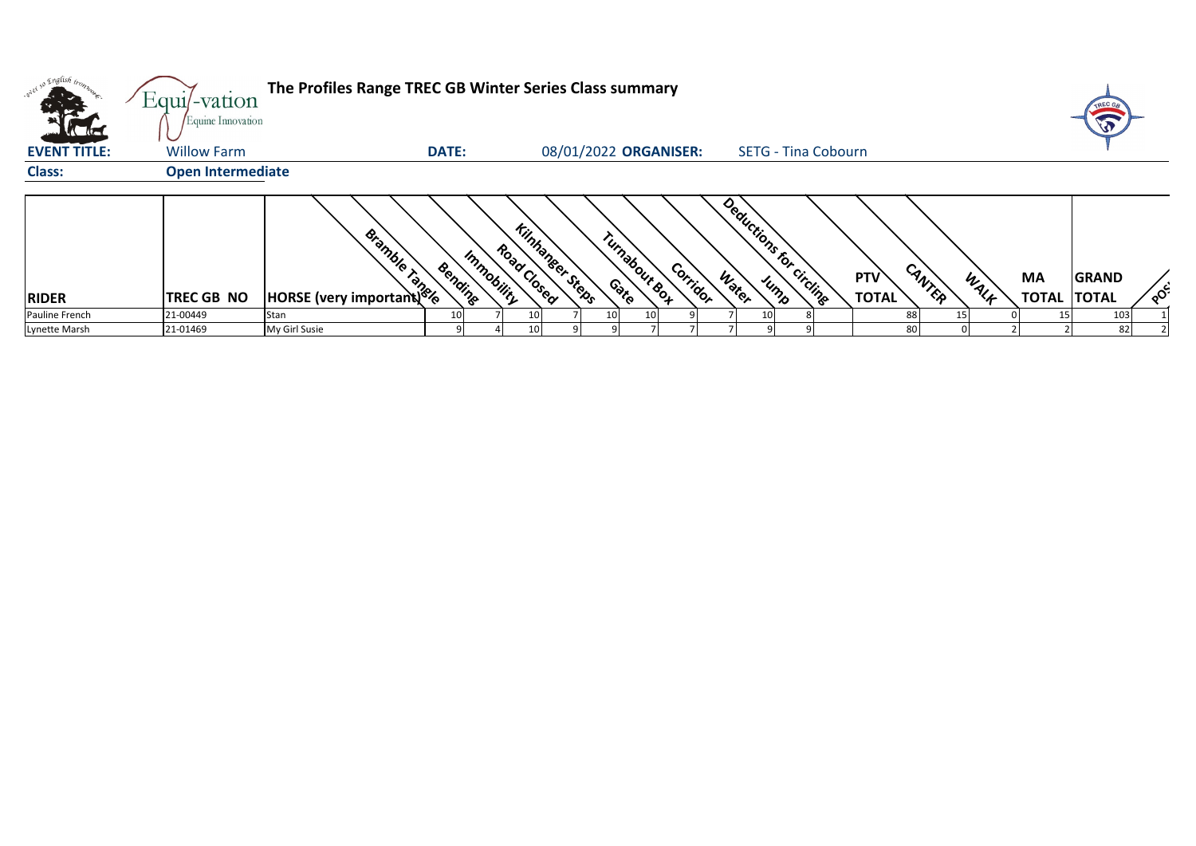**The Profiles Range TREC GB Winter Series Class summary**

Equi-vation
Equine Innovation

**EVENT TITLE:** Willow Farm **DATE:** 08/01/2022 **ORGANISER:** SETG - Tina Cobourn

**Class:** **Open Intermediate**

| RIDER | TREC GB NO | HORSE (very important) | Bramble Tangle | Bending | Immobility | Road Closed | Kilnhanger Steps | Gate | Turnabout Box | Corridor | Water | Jump | Deductions for circling | PTV TOTAL | CANTER | WALK | MA TOTAL | GRAND TOTAL | POS |
|---|---|---|---|---|---|---|---|---|---|---|---|---|---|---|---|---|---|---|---|
| Pauline French | 21-00449 | Stan | 10 | 7 | 10 | 7 | 10 | 10 | 9 | 7 | 10 | 8 | | 88 | 15 | 0 | 15 | 103 | 1 |
| Lynette Marsh | 21-01469 | My Girl Susie | 9 | 4 | 10 | 9 | 9 | 7 | 7 | 7 | 9 | 9 | | 80 | 0 | 2 | 2 | 82 | 2 |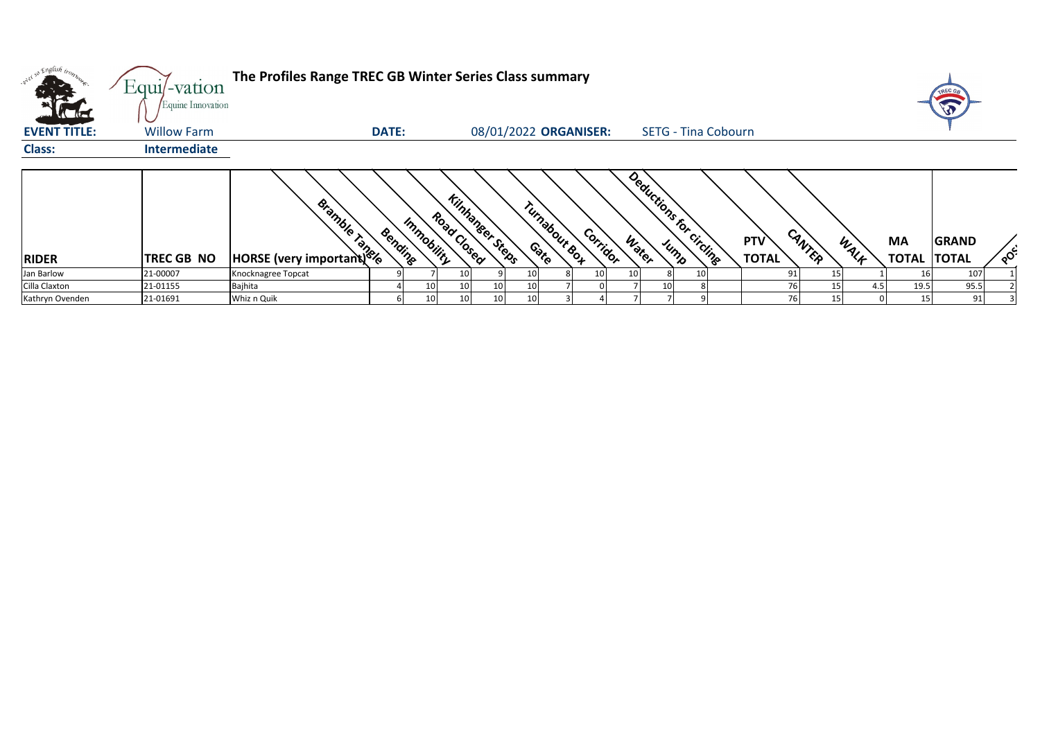**The Profiles Range TREC GB Winter Series Class summary**

**EVENT TITLE:** Willow Farm **DATE:** 08/01/2022 **ORGANISER:** SETG - Tina Cobourn

**Class:** Intermediate

| RIDER | TREC GB NO | HORSE (very important) | Bramble Tangle | Bending | Immobility | Road Closed | Kilnhanger Steps | Gate | Turnabout Box | Corridor | Water | Jump | Deductions for circling | PTV TOTAL | CANTER | WALK | MA TOTAL | GRAND TOTAL | POS |
|---|---|---|---|---|---|---|---|---|---|---|---|---|---|---|---|---|---|---|---|
| Jan Barlow | 21-00007 | Knocknagree Topcat | 9 | 7 | 10 | 9 | 10 | 8 | 10 | 10 | 8 | 10 | | 91 | 15 | 1 | 16 | 107 | 1 |
| Cilla Claxton | 21-01155 | Bajhita | 4 | 10 | 10 | 10 | 10 | 7 | 0 | 7 | 10 | 8 | | 76 | 15 | 4.5 | 19.5 | 95.5 | 2 |
| Kathryn Ovenden | 21-01691 | Whiz n Quik | 6 | 10 | 10 | 10 | 10 | 3 | 4 | 7 | 7 | 9 | | 76 | 15 | 0 | 15 | 91 | 3 |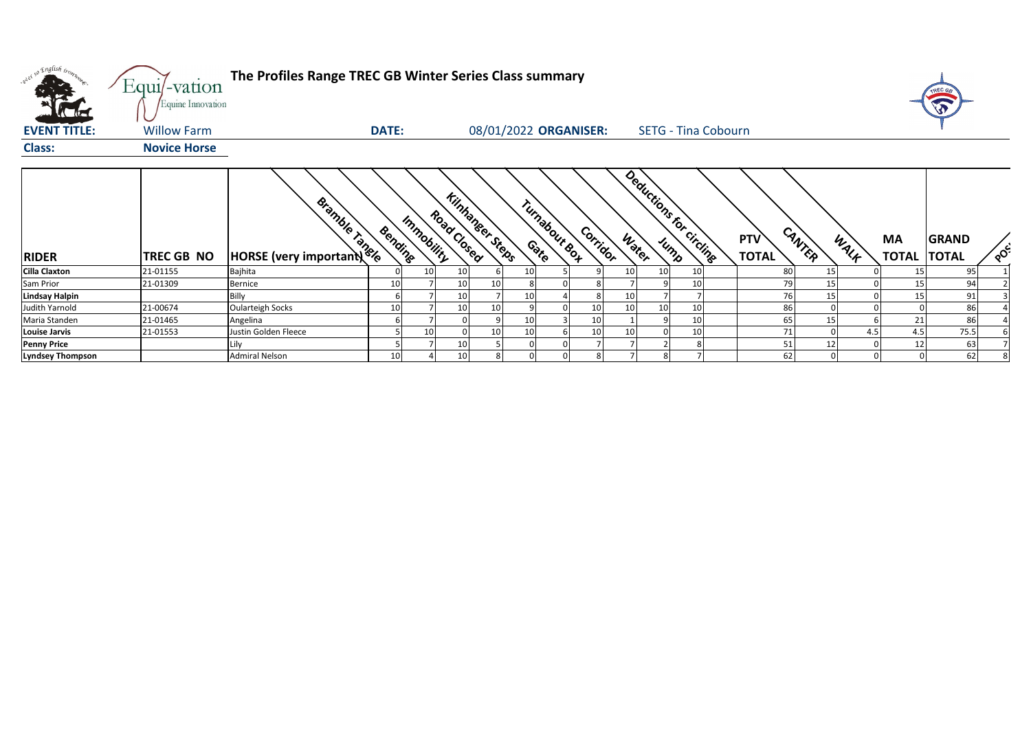**The Profiles Range TREC GB Winter Series Class summary**

**EVENT TITLE:** Willow Farm **DATE:** 08/01/2022 **ORGANISER:** SETG - Tina Cobourn

**Class:** **Novice Horse**

| RIDER | TREC GB NO | HORSE (very important) | Bramble Tangle | Bending | Immobility | Road Closed | Kilnhanger Steps | Gate | Turnabout Box | Corridor | Water | Jump | Deductions for circling | PTV TOTAL | CANTER | WALK | MA TOTAL | GRAND TOTAL | POS |
|---|---|---|---|---|---|---|---|---|---|---|---|---|---|---|---|---|---|---|---|
| **Cilla Claxton** | 21-01155 | Bajhita | 0 | 10 | 10 | 6 | 10 | 5 | 9 | 10 | 10 | 10 | | 80 | 15 | 0 | 15 | 95 | 1 |
| Sam Prior | 21-01309 | Bernice | 10 | 7 | 10 | 10 | 8 | 0 | 8 | 7 | 9 | 10 | | 79 | 15 | 0 | 15 | 94 | 2 |
| **Lindsay Halpin** | | Billy | 6 | 7 | 10 | 7 | 10 | 4 | 8 | 10 | 7 | 7 | | 76 | 15 | 0 | 15 | 91 | 3 |
| Judith Yarnold | 21-00674 | Oularteigh Socks | 10 | 7 | 10 | 10 | 9 | 0 | 10 | 10 | 10 | 10 | | 86 | 0 | 0 | 0 | 86 | 4 |
| Maria Standen | 21-01465 | Angelina | 6 | 7 | 0 | 9 | 10 | 3 | 10 | 1 | 9 | 10 | | 65 | 15 | 6 | 21 | 86 | 4 |
| **Louise Jarvis** | 21-01553 | Justin Golden Fleece | 5 | 10 | 0 | 10 | 10 | 6 | 10 | 10 | 0 | 10 | | 71 | 0 | 4.5 | 4.5 | 75.5 | 6 |
| **Penny Price** | | Lily | 5 | 7 | 10 | 5 | 0 | 0 | 7 | 7 | 2 | 8 | | 51 | 12 | 0 | 12 | 63 | 7 |
| **Lyndsey Thompson** | | Admiral Nelson | 10 | 4 | 10 | 8 | 0 | 0 | 8 | 7 | 8 | 7 | | 62 | 0 | 0 | 0 | 62 | 8 |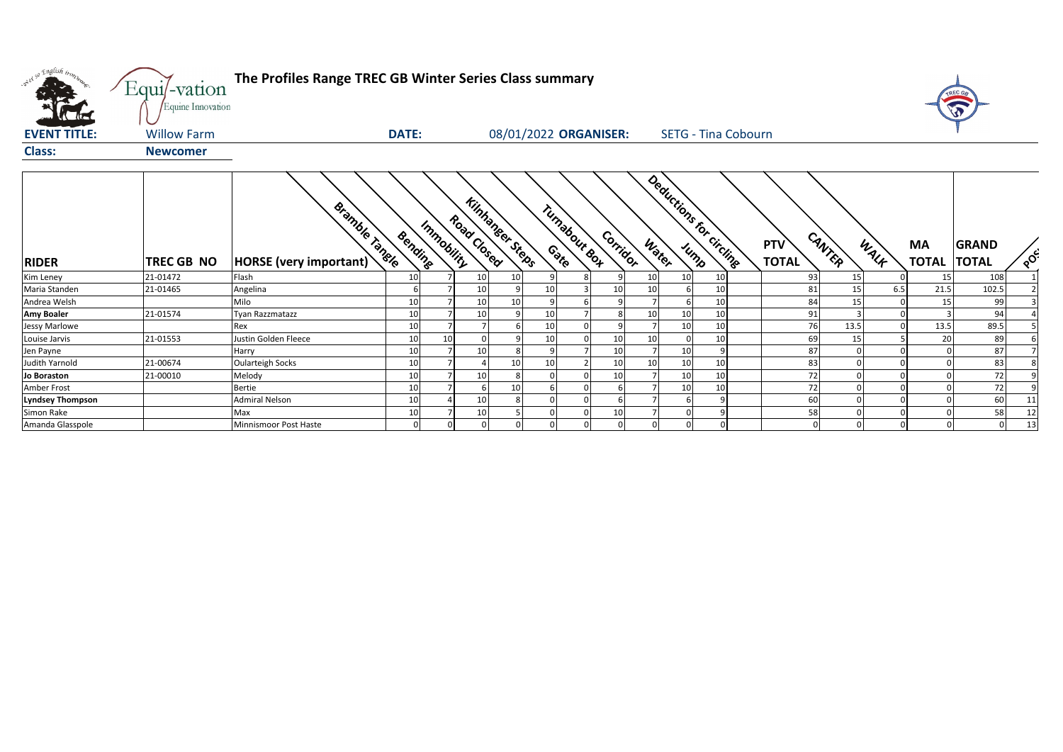# The Profiles Range TREC GB Winter Series Class summary

**EVENT TITLE:** Willow Farm **DATE:** 08/01/2022 **ORGANISER:** SETG - Tina Cobourn

**Class:** Newcomer

| RIDER | TREC GB NO | HORSE (very important) | Bramble Tangle | Bending | Immobility | Road Closed | Kilnhanger Steps | Gate | Turnabout Box | Corridor | Water | Jump | Deductions for circling | PTV TOTAL | CANTER | WALK | MA TOTAL | GRAND TOTAL | POS |
|---|---|---|---|---|---|---|---|---|---|---|---|---|---|---|---|---|---|---|---|
| Kim Leney | 21-01472 | Flash | 10 | 7 | 10 | 10 | 9 | 8 | 9 | 10 | 10 | 10 | | 93 | 15 | 0 | 15 | 108 | 1 |
| Maria Standen | 21-01465 | Angelina | 6 | 7 | 10 | 9 | 10 | 3 | 10 | 10 | 6 | 10 | | 81 | 15 | 6.5 | 21.5 | 102.5 | 2 |
| Andrea Welsh | | Milo | 10 | 7 | 10 | 10 | 9 | 6 | 9 | 7 | 6 | 10 | | 84 | 15 | 0 | 15 | 99 | 3 |
| **Amy Boaler** | 21-01574 | Tyan Razzmatazz | 10 | 7 | 10 | 9 | 10 | 7 | 8 | 10 | 10 | 10 | | 91 | 3 | 0 | 3 | 94 | 4 |
| Jessy Marlowe | | Rex | 10 | 7 | 7 | 6 | 10 | 0 | 9 | 7 | 10 | 10 | | 76 | 13.5 | 0 | 13.5 | 89.5 | 5 |
| Louise Jarvis | 21-01553 | Justin Golden Fleece | 10 | 10 | 0 | 9 | 10 | 0 | 10 | 10 | 0 | 10 | | 69 | 15 | 5 | 20 | 89 | 6 |
| Jen Payne | | Harry | 10 | 7 | 10 | 8 | 9 | 7 | 10 | 7 | 10 | 9 | | 87 | 0 | 0 | 0 | 87 | 7 |
| Judith Yarnold | 21-00674 | Oularteigh Socks | 10 | 7 | 4 | 10 | 10 | 2 | 10 | 10 | 10 | 10 | | 83 | 0 | 0 | 0 | 83 | 8 |
| **Jo Boraston** | 21-00010 | Melody | 10 | 7 | 10 | 8 | 0 | 0 | 10 | 7 | 10 | 10 | | 72 | 0 | 0 | 0 | 72 | 9 |
| Amber Frost | | Bertie | 10 | 7 | 6 | 10 | 6 | 0 | 6 | 7 | 10 | 10 | | 72 | 0 | 0 | 0 | 72 | 9 |
| **Lyndsey Thompson** | | Admiral Nelson | 10 | 4 | 10 | 8 | 0 | 0 | 6 | 7 | 6 | 9 | | 60 | 0 | 0 | 0 | 60 | 11 |
| Simon Rake | | Max | 10 | 7 | 10 | 5 | 0 | 0 | 10 | 7 | 0 | 9 | | 58 | 0 | 0 | 0 | 58 | 12 |
| Amanda Glasspole | | Minnismoor Post Haste | 0 | 0 | 0 | 0 | 0 | 0 | 0 | 0 | 0 | 0 | | 0 | 0 | 0 | 0 | 0 | 13 |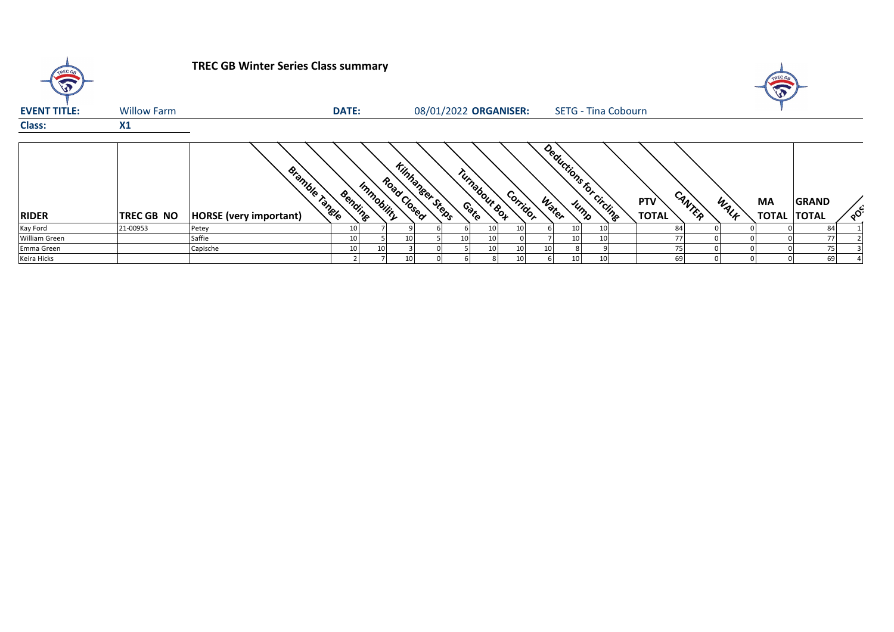# TREC GB Winter Series Class summary

**EVENT TITLE:** Willow Farm **DATE:** 08/01/2022 **ORGANISER:** SETG - Tina Cobourn

**Class:** X1

| RIDER | TREC GB NO | HORSE (very important) | Bramble Tangle | Bending | Immobility | Road Closed | Kilnhanger Steps | Gate | Turnabout Box | Corridor | Water | Jump | Deductions for circling | PTV TOTAL | CANTER | WALK | MA TOTAL | GRAND TOTAL | POS |
|---|---|---|---|---|---|---|---|---|---|---|---|---|---|---|---|---|---|---|---|
| Kay Ford | 21-00953 | Petey | 10 | 7 | 9 | 6 | 6 | 10 | 10 | 6 | 10 | 10 | | 84 | 0 | 0 | 0 | 84 | 1 |
| William Green | | Saffie | 10 | 5 | 10 | 5 | 10 | 10 | 0 | 7 | 10 | 10 | | 77 | 0 | 0 | 0 | 77 | 2 |
| Emma Green | | Capische | 10 | 10 | 3 | 0 | 5 | 10 | 10 | 10 | 8 | 9 | | 75 | 0 | 0 | 0 | 75 | 3 |
| Keira Hicks | | | 2 | 7 | 10 | 0 | 6 | 8 | 10 | 6 | 10 | 10 | | 69 | 0 | 0 | 0 | 69 | 4 |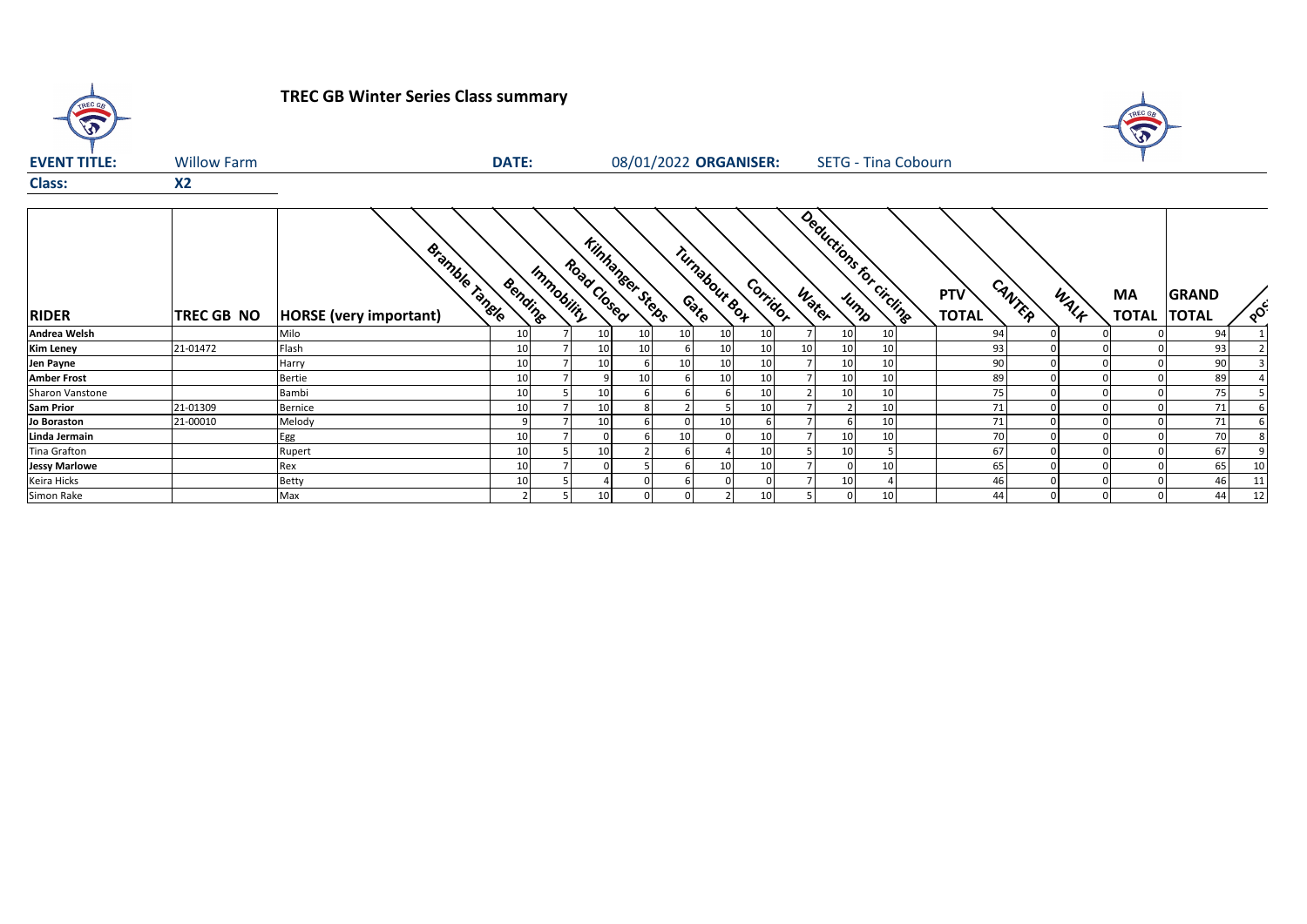# TREC GB Winter Series Class summary

**EVENT TITLE:** Willow Farm **DATE:** 08/01/2022 **ORGANISER:** SETG - Tina Cobourn

**Class:** X2

| RIDER | TREC GB NO | HORSE (very important) | Bramble Tangle | Bending | Immobility | Road Closed | Kilnhanger Steps | Gate | Turnabout Box | Corridor | Water | Jump | Deductions for circling | PTV TOTAL | CANTER | WALK | MA TOTAL | GRAND TOTAL | POS |
|---|---|---|---|---|---|---|---|---|---|---|---|---|---|---|---|---|---|---|---|
| **Andrea Welsh** | | Milo | 10 | 7 | 10 | 10 | 10 | 10 | 10 | 7 | 10 | 10 | | 94 | 0 | 0 | 0 | 94 | 1 |
| **Kim Leney** | 21-01472 | Flash | 10 | 7 | 10 | 10 | 6 | 10 | 10 | 10 | 10 | 10 | | 93 | 0 | 0 | 0 | 93 | 2 |
| **Jen Payne** | | Harry | 10 | 7 | 10 | 6 | 10 | 10 | 10 | 7 | 10 | 10 | | 90 | 0 | 0 | 0 | 90 | 3 |
| **Amber Frost** | | Bertie | 10 | 7 | 9 | 10 | 6 | 10 | 10 | 7 | 10 | 10 | | 89 | 0 | 0 | 0 | 89 | 4 |
| Sharon Vanstone | | Bambi | 10 | 5 | 10 | 6 | 6 | 6 | 10 | 2 | 10 | 10 | | 75 | 0 | 0 | 0 | 75 | 5 |
| **Sam Prior** | 21-01309 | Bernice | 10 | 7 | 10 | 8 | 2 | 5 | 10 | 7 | 2 | 10 | | 71 | 0 | 0 | 0 | 71 | 6 |
| **Jo Boraston** | 21-00010 | Melody | 9 | 7 | 10 | 6 | 0 | 10 | 6 | 7 | 6 | 10 | | 71 | 0 | 0 | 0 | 71 | 6 |
| **Linda Jermain** | | Egg | 10 | 7 | 0 | 6 | 10 | 0 | 10 | 7 | 10 | 10 | | 70 | 0 | 0 | 0 | 70 | 8 |
| Tina Grafton | | Rupert | 10 | 5 | 10 | 2 | 6 | 4 | 10 | 5 | 10 | 5 | | 67 | 0 | 0 | 0 | 67 | 9 |
| **Jessy Marlowe** | | Rex | 10 | 7 | 0 | 5 | 6 | 10 | 10 | 7 | 0 | 10 | | 65 | 0 | 0 | 0 | 65 | 10 |
| Keira Hicks | | Betty | 10 | 5 | 4 | 0 | 6 | 0 | 0 | 7 | 10 | 4 | | 46 | 0 | 0 | 0 | 46 | 11 |
| Simon Rake | | Max | 2 | 5 | 10 | 0 | 0 | 2 | 10 | 5 | 0 | 10 | | 44 | 0 | 0 | 0 | 44 | 12 |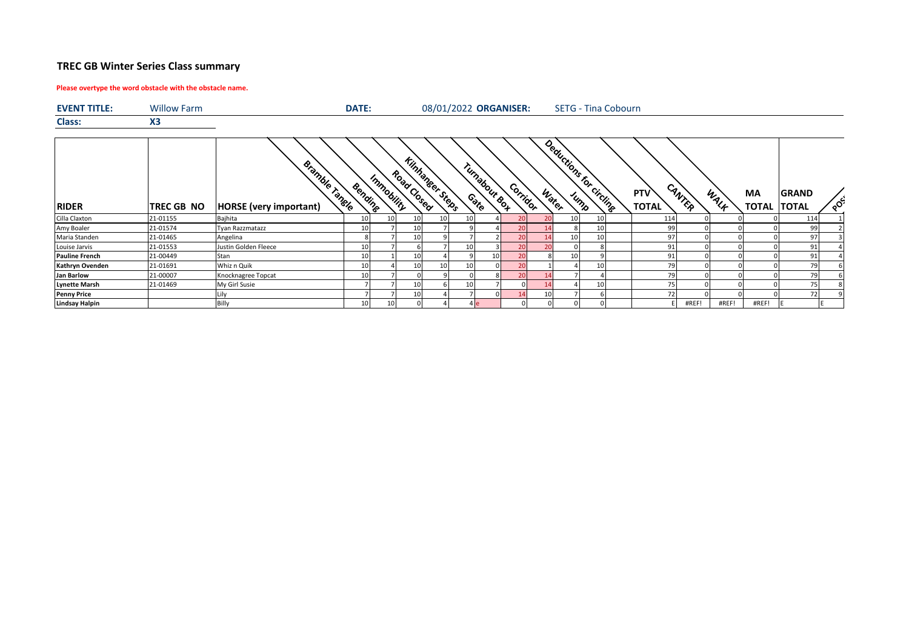## TREC GB Winter Series Class summary

**Please overtype the word obstacle with the obstacle name.**

| | | | | |
|---|---|---|---|---|
| **EVENT TITLE:** | Willow Farm | **DATE:** | 08/01/2022 **ORGANISER:** | SETG - Tina Cobourn |
| **Class:** | X3 | | | |

| RIDER | TREC GB NO | HORSE (very important) | Bramble Tangle | Bending | Immobility | Road Closed | Kilnhanger Steps | Gate | Turnabout Box | Corridor | Water | Jump | Deductions for circling | PTV TOTAL | CANTER | WALK | MA TOTAL | GRAND TOTAL | POS |
|---|---|---|---|---|---|---|---|---|---|---|---|---|---|---|---|---|---|---|---|
| Cilla Claxton | 21-01155 | Bajhita | 10 | 10 | 10 | 10 | 10 | 4 | 20 | 20 | 10 | 10 | | 114 | 0 | 0 | 0 | 114 | 1 |
| Amy Boaler | 21-01574 | Tyan Razzmatazz | 10 | 7 | 10 | 7 | 9 | 4 | 20 | 14 | 8 | 10 | | 99 | 0 | 0 | 0 | 99 | 2 |
| Maria Standen | 21-01465 | Angelina | 8 | 7 | 10 | 9 | 7 | 2 | 20 | 14 | 10 | 10 | | 97 | 0 | 0 | 0 | 97 | 3 |
| Louise Jarvis | 21-01553 | Justin Golden Fleece | 10 | 7 | 6 | 7 | 10 | 3 | 20 | 20 | 0 | 8 | | 91 | 0 | 0 | 0 | 91 | 4 |
| **Pauline French** | 21-00449 | Stan | 10 | 1 | 10 | 4 | 9 | 10 | 20 | 8 | 10 | 9 | | 91 | 0 | 0 | 0 | 91 | 4 |
| **Kathryn Ovenden** | 21-01691 | Whiz n Quik | 10 | 4 | 10 | 10 | 10 | 0 | 20 | 1 | 4 | 10 | | 79 | 0 | 0 | 0 | 79 | 6 |
| **Jan Barlow** | 21-00007 | Knocknagree Topcat | 10 | 7 | 0 | 9 | 0 | 8 | 20 | 14 | 7 | 4 | | 79 | 0 | 0 | 0 | 79 | 6 |
| **Lynette Marsh** | 21-01469 | My Girl Susie | 7 | 7 | 10 | 6 | 10 | 7 | 0 | 14 | 4 | 10 | | 75 | 0 | 0 | 0 | 75 | 8 |
| **Penny Price** | | Lily | 7 | 7 | 10 | 4 | 7 | 0 | 14 | 10 | 7 | 6 | | 72 | 0 | 0 | 0 | 72 | 9 |
| **Lindsay Halpin** | | Billy | 10 | 10 | 0 | 4 | 4 | e | 0 | 0 | 0 | 0 | | E | #REF! | #REF! | #REF! | E | E |